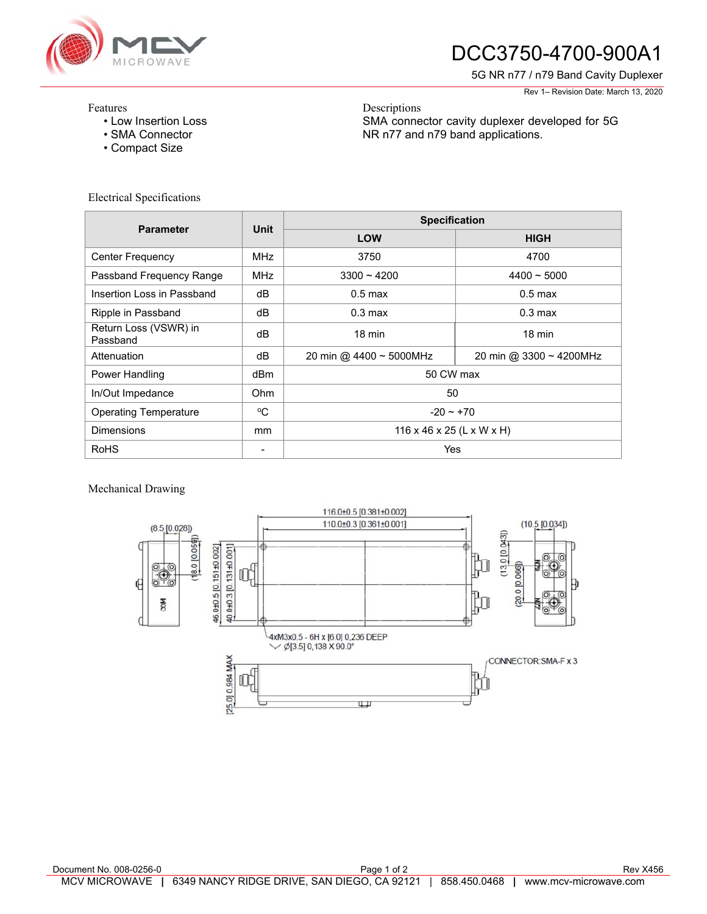# DCC3750-4700-900A1

5G NR n77 / n79 Band Cavity Duplexer

Rev 1– Revision Date: March 13, 2020

Features
- Low Insertion Loss
- SMA Connector
- Compact Size

Descriptions

SMA connector cavity duplexer developed for 5G NR n77 and n79 band applications.

## Electrical Specifications

| Parameter | Unit | Specification | |
|---|---|---|---|
| | | LOW | HIGH |
| Center Frequency | MHz | 3750 | 4700 |
| Passband Frequency Range | MHz | 3300 ~ 4200 | 4400 ~ 5000 |
| Insertion Loss in Passband | dB | 0.5 max | 0.5 max |
| Ripple in Passband | dB | 0.3 max | 0.3 max |
| Return Loss (VSWR) in Passband | dB | 18 min | 18 min |
| Attenuation | dB | 20 min @ 4400 ~ 5000MHz | 20 min @ 3300 ~ 4200MHz |
| Power Handling | dBm | 50 CW max | |
| In/Out Impedance | Ohm | 50 | |
| Operating Temperature | ºC | -20 ~ +70 | |
| Dimensions | mm | 116 x 46 x 25 (L x W x H) | |
| RoHS | - | Yes | |

## Mechanical Drawing

116.0±0.5 [0.381±0.002]

110.0±0.3 [0.361±0.001]

(8.5 [0.028])

(18.0 [0.059])

46.0±0.5 [0.151±0.002]

40.0±0.3 [0.131±0.001]

(10.5 [0.034])

(13.0 [0.043])

(20.0 [0.066])

COM

N79

N77

4xM3x0.5 - 6H x [6.0] 0.236 DEEP

Ø[3.5] 0.138 X 90.0°

[25.0] 0.984 MAX

CONNECTOR:SMA-F x 3

Document No. 008-0256-0

Rev X456

MCV MICROWAVE | 6349 NANCY RIDGE DRIVE, SAN DIEGO, CA 92121 | 858.450.0468 | www.mcv-microwave.com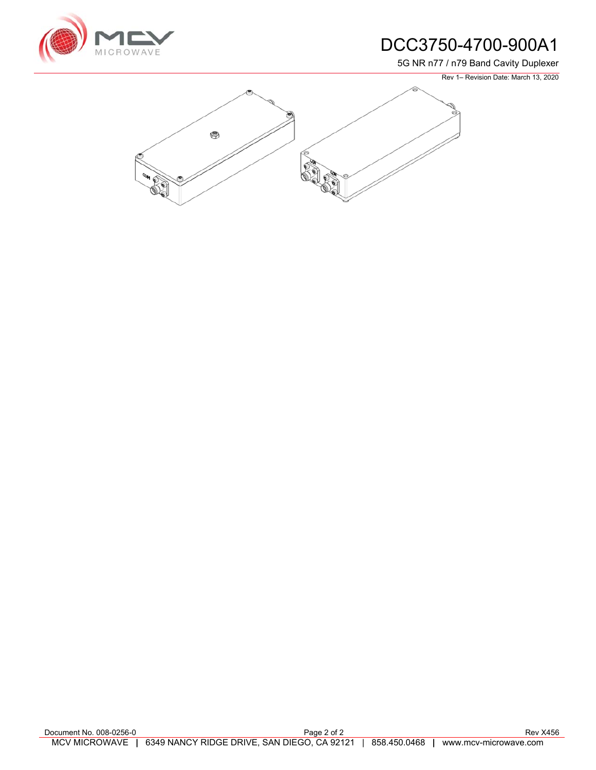# DCC3750-4700-900A1

5G NR n77 / n79 Band Cavity Duplexer

Rev 1– Revision Date: March 13, 2020

Document No. 008-0256-0

Rev X456

MCV MICROWAVE | 6349 NANCY RIDGE DRIVE, SAN DIEGO, CA 92121 | 858.450.0468 | www.mcv-microwave.com